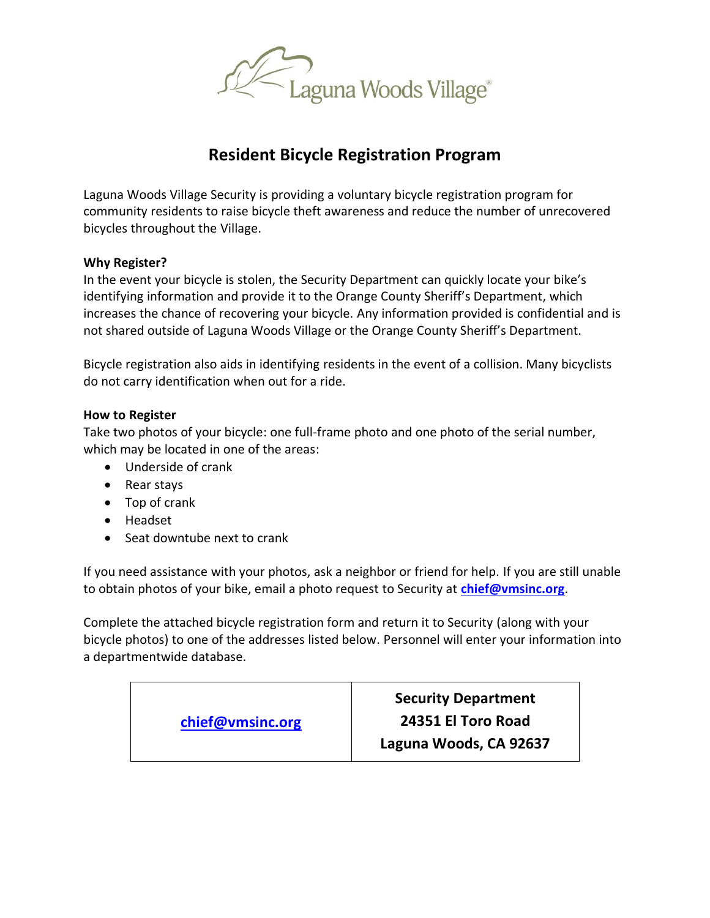Laguna Woods Village®

# Resident Bicycle Registration Program

Laguna Woods Village Security is providing a voluntary bicycle registration program for community residents to raise bicycle theft awareness and reduce the number of unrecovered bicycles throughout the Village.

**Why Register?**

In the event your bicycle is stolen, the Security Department can quickly locate your bike's identifying information and provide it to the Orange County Sheriff's Department, which increases the chance of recovering your bicycle. Any information provided is confidential and is not shared outside of Laguna Woods Village or the Orange County Sheriff's Department.

Bicycle registration also aids in identifying residents in the event of a collision. Many bicyclists do not carry identification when out for a ride.

**How to Register**

Take two photos of your bicycle: one full-frame photo and one photo of the serial number, which may be located in one of the areas:

- Underside of crank
- Rear stays
- Top of crank
- Headset
- Seat downtube next to crank

If you need assistance with your photos, ask a neighbor or friend for help. If you are still unable to obtain photos of your bike, email a photo request to Security at **chief@vmsinc.org**.

Complete the attached bicycle registration form and return it to Security (along with your bicycle photos) to one of the addresses listed below. Personnel will enter your information into a departmentwide database.

| | |
|---|---|
| **chief@vmsinc.org** | **Security Department**<br>**24351 El Toro Road**<br>**Laguna Woods, CA 92637** |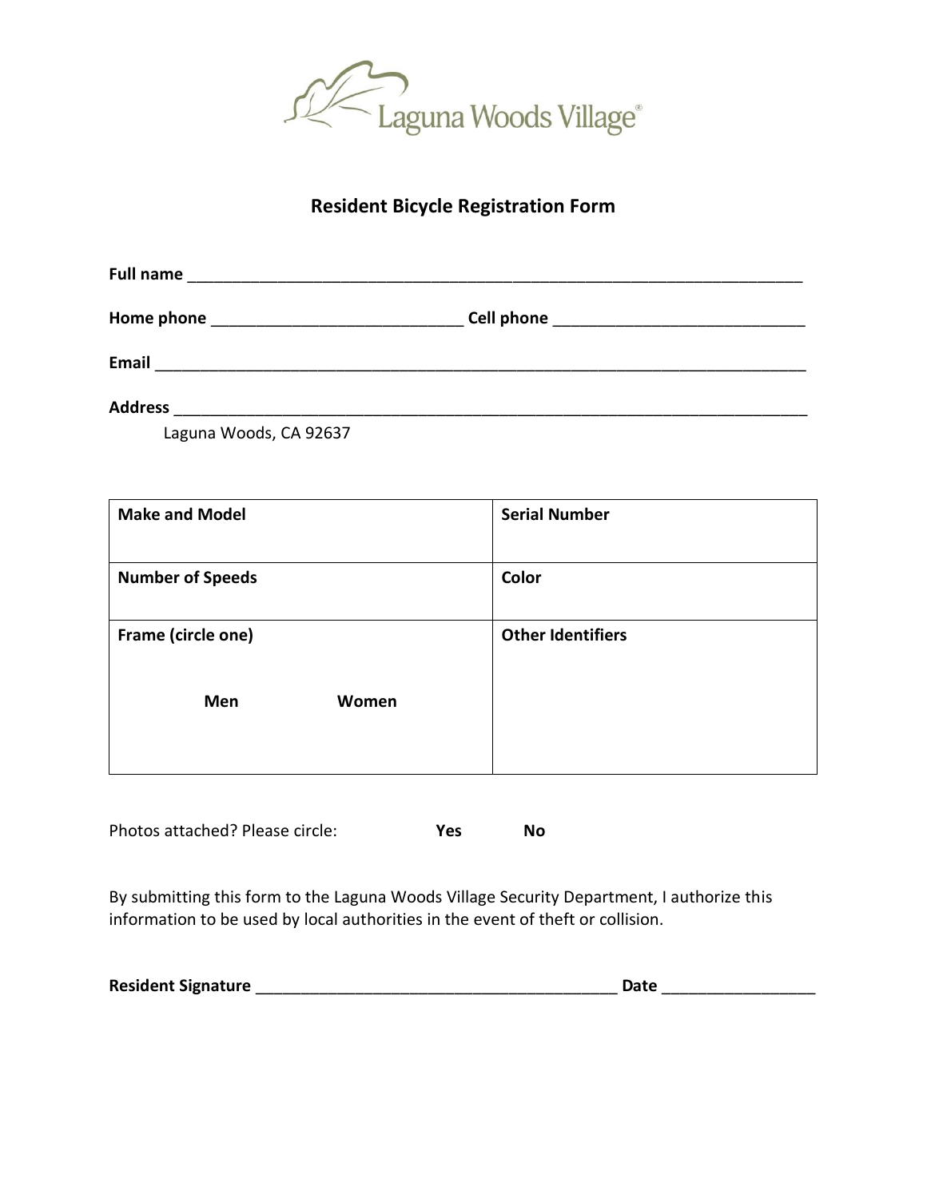Laguna Woods Village®

# Resident Bicycle Registration Form

**Full name** ___________________________________________________________________________

**Home phone** ____________________________ **Cell phone** ____________________________

**Email** ___________________________________________________________________________

**Address** _________________________________________________________________________

Laguna Woods, CA 92637

| **Make and Model** | **Serial Number** |
|---|---|
| **Number of Speeds** | **Color** |
| **Frame (circle one)**<br><br>**Men** **Women** | **Other Identifiers** |

Photos attached? Please circle: **Yes** **No**

By submitting this form to the Laguna Woods Village Security Department, I authorize this information to be used by local authorities in the event of theft or collision.

**Resident Signature** ________________________________________ **Date** _________________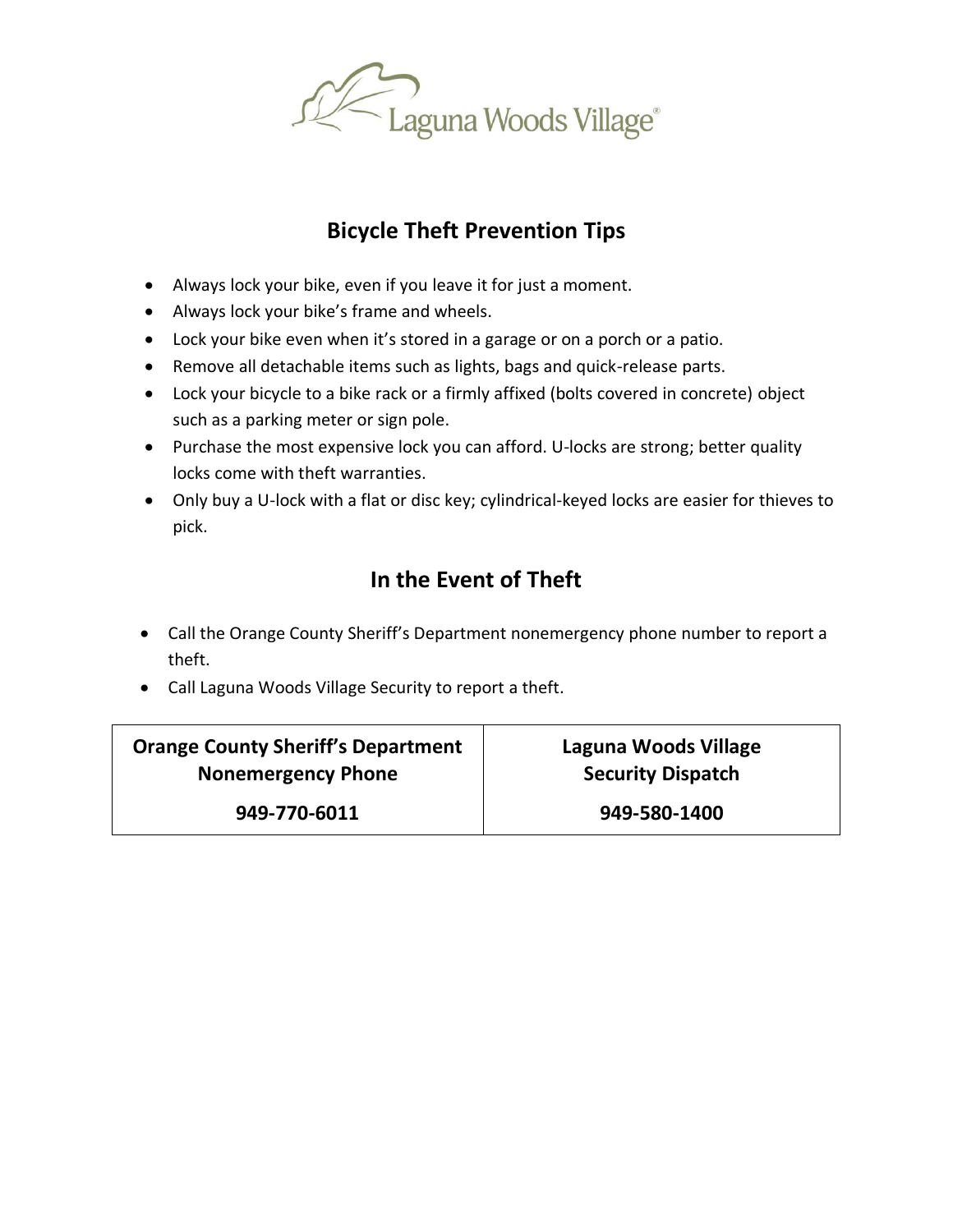Laguna Woods Village®

## Bicycle Theft Prevention Tips

- Always lock your bike, even if you leave it for just a moment.
- Always lock your bike's frame and wheels.
- Lock your bike even when it's stored in a garage or on a porch or a patio.
- Remove all detachable items such as lights, bags and quick-release parts.
- Lock your bicycle to a bike rack or a firmly affixed (bolts covered in concrete) object such as a parking meter or sign pole.
- Purchase the most expensive lock you can afford. U-locks are strong; better quality locks come with theft warranties.
- Only buy a U-lock with a flat or disc key; cylindrical-keyed locks are easier for thieves to pick.

## In the Event of Theft

- Call the Orange County Sheriff's Department nonemergency phone number to report a theft.
- Call Laguna Woods Village Security to report a theft.

| **Orange County Sheriff's Department Nonemergency Phone** | **Laguna Woods Village Security Dispatch** |
|---|---|
| **949-770-6011** | **949-580-1400** |